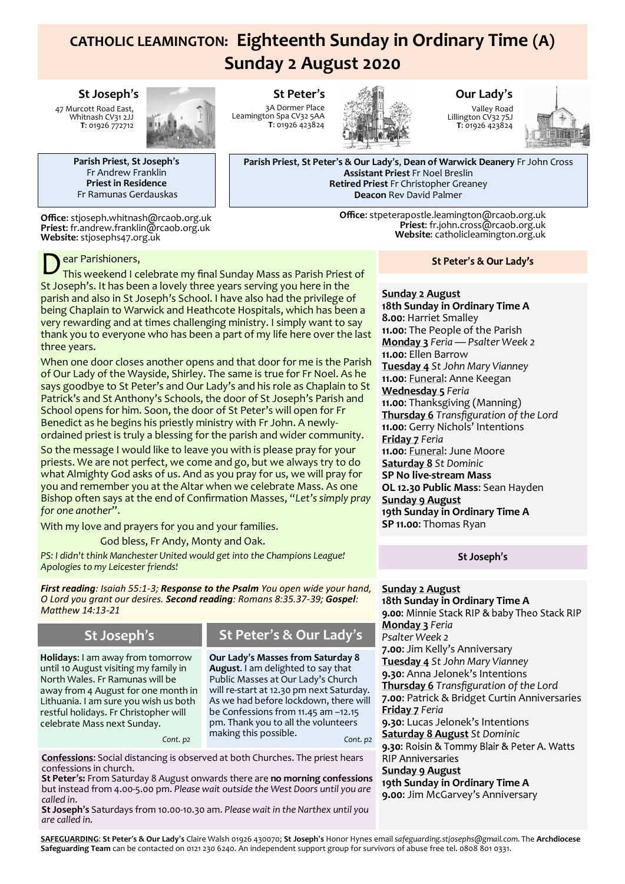# CATHOLIC LEAMINGTON: Eighteenth Sunday in Ordinary Time (A)
# Sunday 2 August 2020

**St Joseph's**
47 Murcott Road East, Whitnash CV31 2JJ
**T**: 01926 772712

**St Peter's**
3A Dormer Place
Leamington Spa CV32 5AA
**T**: 01926 423824

**Our Lady's**
Valley Road
Lillington CV32 7SJ
**T**: 01926 423824

**Parish Priest, St Joseph's**
Fr Andrew Franklin
**Priest in Residence**
Fr Ramunas Gerdauskas

**Parish Priest, St Peter's & Our Lady's, Dean of Warwick Deanery** Fr John Cross
**Assistant Priest** Fr Noel Breslin
**Retired Priest** Fr Christopher Greaney
**Deacon** Rev David Palmer

**Office**: stjoseph.whitnash@rcaob.org.uk
**Priest**: fr.andrew.franklin@rcaob.org.uk
**Website**: stjosephs47.org.uk

**Office**: stpeterapostle.leamington@rcaob.org.uk
**Priest**: fr.john.cross@rcaob.org.uk
**Website**: catholicleamington.org.uk

Dear Parishioners,

This weekend I celebrate my final Sunday Mass as Parish Priest of St Joseph's. It has been a lovely three years serving you here in the parish and also in St Joseph's School. I have also had the privilege of being Chaplain to Warwick and Heathcote Hospitals, which has been a very rewarding and at times challenging ministry. I simply want to say thank you to everyone who has been a part of my life here over the last three years.

When one door closes another opens and that door for me is the Parish of Our Lady of the Wayside, Shirley. The same is true for Fr Noel. As he says goodbye to St Peter's and Our Lady's and his role as Chaplain to St Patrick's and St Anthony's Schools, the door of St Joseph's Parish and School opens for him. Soon, the door of St Peter's will open for Fr Benedict as he begins his priestly ministry with Fr John. A newly-ordained priest is truly a blessing for the parish and wider community.

So the message I would like to leave you with is please pray for your priests. We are not perfect, we come and go, but we always try to do what Almighty God asks of us. And as you pray for us, we will pray for you and remember you at the Altar when we celebrate Mass. As one Bishop often says at the end of Confirmation Masses, "*Let's simply pray for one another*".

With my love and prayers for you and your families.

God bless, Fr Andy, Monty and Oak.

*PS: I didn't think Manchester United would get into the Champions League! Apologies to my Leicester friends!*

***First reading**: Isaiah 55:1-3; **Response to the Psalm** You open wide your hand, O Lord you grant our desires. **Second reading**: Romans 8:35.37-39; **Gospel**: Matthew 14:13-21*

## St Joseph's

**Holidays**: I am away from tomorrow until 10 August visiting my family in North Wales. Fr Ramunas will be away from 4 August for one month in Lithuania. I am sure you wish us both restful holidays. Fr Christopher will celebrate Mass next Sunday.

*Cont. p2*

## St Peter's & Our Lady's

**Our Lady's Masses from Saturday 8 August.** I am delighted to say that Public Masses at Our Lady's Church will re-start at 12.30 pm next Saturday. As we had before lockdown, there will be Confessions from 11.45 am –12.15 pm. Thank you to all the volunteers making this possible.

*Cont. p2*

**Confessions**: Social distancing is observed at both Churches. The priest hears confessions in church.
**St Peter's:** From Saturday 8 August onwards there are **no morning confessions** but instead from 4.00-5.00 pm. *Please wait outside the West Doors until you are called in.*
**St Joseph's** Saturdays from 10.00-10.30 am. *Please wait in the Narthex until you are called in.*

### St Peter's & Our Lady's

**Sunday 2 August**
**18th Sunday in Ordinary Time A**
**8.00**: Harriet Smalley
**11.00**: The People of the Parish
**Monday 3** *Feria — Psalter Week 2*
**11.00**: Ellen Barrow
**Tuesday 4** *St John Mary Vianney*
**11.00**: Funeral: Anne Keegan
**Wednesday 5** *Feria*
**11.00**: Thanksgiving (Manning)
**Thursday 6** *Transfiguration of the Lord*
**11.00**: Gerry Nichols' Intentions
**Friday 7** *Feria*
**11.00**: Funeral: June Moore
**Saturday 8** *St Dominic*
**SP No live-stream Mass**
**OL 12.30 Public Mass**: Sean Hayden
**Sunday 9 August**
**19th Sunday in Ordinary Time A**
**SP 11.00**: Thomas Ryan

### St Joseph's

**Sunday 2 August**
**18th Sunday in Ordinary Time A**
**9.00**: Minnie Stack RIP & baby Theo Stack RIP
**Monday 3** *Feria*
*Psalter Week 2*
**7.00**: Jim Kelly's Anniversary
**Tuesday 4** *St John Mary Vianney*
**9.30**: Anna Jelonek's Intentions
**Thursday 6** *Transfiguration of the Lord*
**7.00**: Patrick & Bridget Curtin Anniversaries
**Friday 7** *Feria*
**9.30**: Lucas Jelonek's Intentions
**Saturday 8 August** *St Dominic*
**9.30**: Roisin & Tommy Blair & Peter A. Watts RIP Anniversaries
**Sunday 9 August**
**19th Sunday in Ordinary Time A**
**9.00**: Jim McGarvey's Anniversary

**SAFEGUARDING**: **St Peter's & Our Lady's** Claire Walsh 01926 430070; **St Joseph's** Honor Hynes email *safeguarding.stjosephs@gmail.com*. The **Archdiocese Safeguarding Team** can be contacted on 0121 230 6240. An independent support group for survivors of abuse free tel. 0808 801 0331.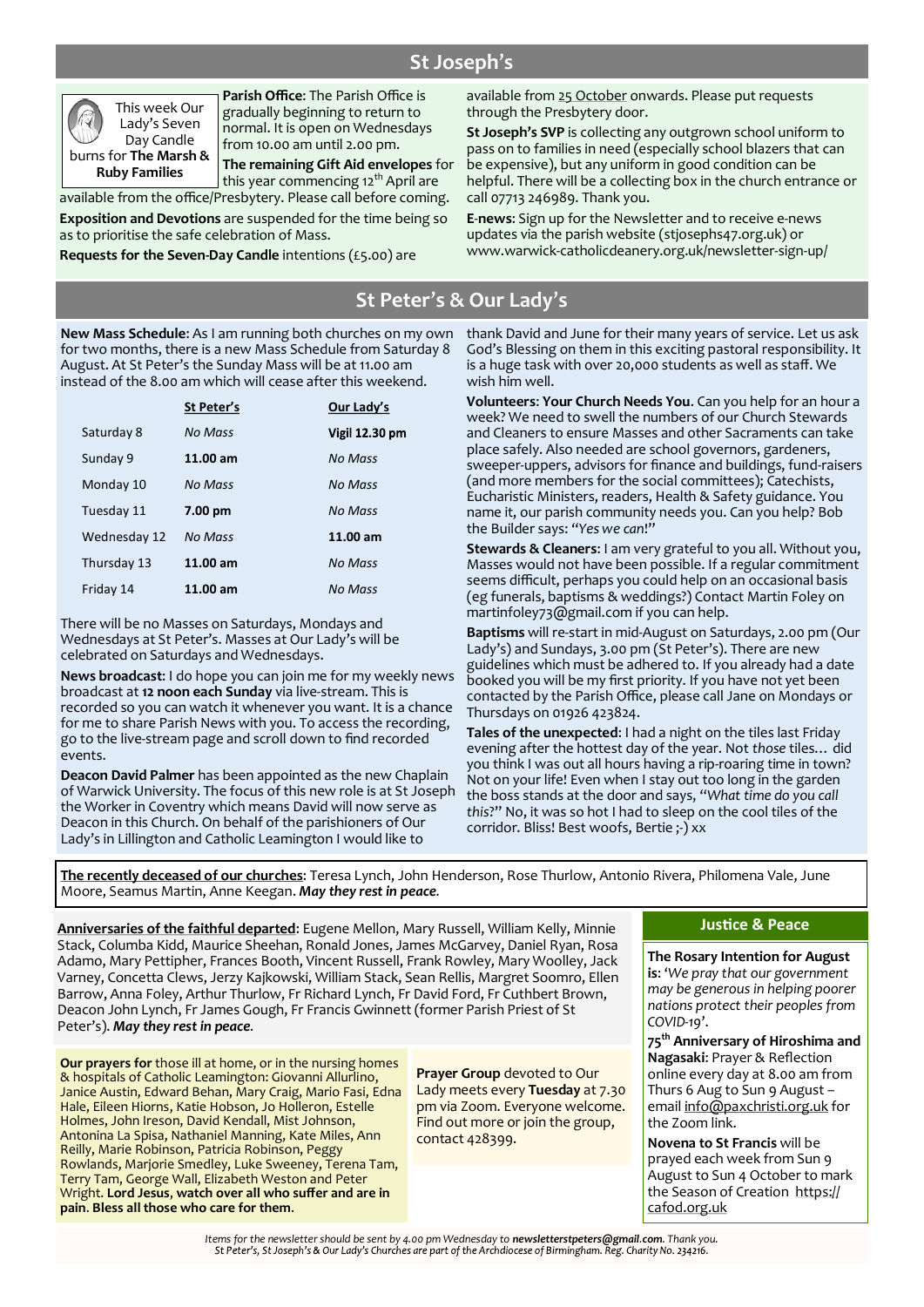## St Joseph's

This week Our Lady's Seven Day Candle burns for **The Marsh & Ruby Families**

**Parish Office**: The Parish Office is gradually beginning to return to normal. It is open on Wednesdays from 10.00 am until 2.00 pm.

**The remaining Gift Aid envelopes** for this year commencing 12th April are available from the office/Presbytery. Please call before coming.

**Exposition and Devotions** are suspended for the time being so as to prioritise the safe celebration of Mass.

**Requests for the Seven-Day Candle** intentions (£5.00) are available from 25 October onwards. Please put requests through the Presbytery door.

**St Joseph's SVP** is collecting any outgrown school uniform to pass on to families in need (especially school blazers that can be expensive), but any uniform in good condition can be helpful. There will be a collecting box in the church entrance or call 07713 246989. Thank you.

**E-news**: Sign up for the Newsletter and to receive e-news updates via the parish website (stjosephs47.org.uk) or www.warwick-catholicdeanery.org.uk/newsletter-sign-up/

## St Peter's & Our Lady's

**New Mass Schedule**: As I am running both churches on my own for two months, there is a new Mass Schedule from Saturday 8 August. At St Peter's the Sunday Mass will be at 11.00 am instead of the 8.00 am which will cease after this weekend.

| | St Peter's | Our Lady's |
|---|---|---|
| Saturday 8 | *No Mass* | **Vigil 12.30 pm** |
| Sunday 9 | **11.00 am** | *No Mass* |
| Monday 10 | *No Mass* | *No Mass* |
| Tuesday 11 | **7.00 pm** | *No Mass* |
| Wednesday 12 | *No Mass* | **11.00 am** |
| Thursday 13 | **11.00 am** | *No Mass* |
| Friday 14 | **11.00 am** | *No Mass* |

There will be no Masses on Saturdays, Mondays and Wednesdays at St Peter's. Masses at Our Lady's will be celebrated on Saturdays and Wednesdays.

**News broadcast**: I do hope you can join me for my weekly news broadcast at **12 noon each Sunday** via live-stream. This is recorded so you can watch it whenever you want. This is a chance for me to share Parish News with you. To access the recording, go to the live-stream page and scroll down to find recorded events.

**Deacon David Palmer** has been appointed as the new Chaplain of Warwick University. The focus of this new role is at St Joseph the Worker in Coventry which means David will now serve as Deacon in this Church. On behalf of the parishioners of Our Lady's in Lillington and Catholic Leamington I would like to thank David and June for their many years of service. Let us ask God's Blessing on them in this exciting pastoral responsibility. It is a huge task with over 20,000 students as well as staff. We wish him well.

**Volunteers**: **Your Church Needs You**. Can you help for an hour a week? We need to swell the numbers of our Church Stewards and Cleaners to ensure Masses and other Sacraments can take place safely. Also needed are school governors, gardeners, sweeper-uppers, advisors for finance and buildings, fund-raisers (and more members for the social committees); Catechists, Eucharistic Ministers, readers, Health & Safety guidance. You name it, our parish community needs you. Can you help? Bob the Builder says: "*Yes we can*!"

**Stewards & Cleaners**: I am very grateful to you all. Without you, Masses would not have been possible. If a regular commitment seems difficult, perhaps you could help on an occasional basis (eg funerals, baptisms & weddings?) Contact Martin Foley on martinfoley73@gmail.com if you can help.

**Baptisms** will re-start in mid-August on Saturdays, 2.00 pm (Our Lady's) and Sundays, 3.00 pm (St Peter's). There are new guidelines which must be adhered to. If you already had a date booked you will be my first priority. If you have not yet been contacted by the Parish Office, please call Jane on Mondays or Thursdays on 01926 423824.

**Tales of the unexpected**: I had a night on the tiles last Friday evening after the hottest day of the year. Not *those* tiles… did you think I was out all hours having a rip-roaring time in town? Not on your life! Even when I stay out too long in the garden the boss stands at the door and says, "*What time do you call this?*" No, it was so hot I had to sleep on the cool tiles of the corridor. Bliss! Best woofs, Bertie ;-) xx

**The recently deceased of our churches**: Teresa Lynch, John Henderson, Rose Thurlow, Antonio Rivera, Philomena Vale, June Moore, Seamus Martin, Anne Keegan. ***May they rest in peace.***

**Anniversaries of the faithful departed**: Eugene Mellon, Mary Russell, William Kelly, Minnie Stack, Columba Kidd, Maurice Sheehan, Ronald Jones, James McGarvey, Daniel Ryan, Rosa Adamo, Mary Pettipher, Frances Booth, Vincent Russell, Frank Rowley, Mary Woolley, Jack Varney, Concetta Clews, Jerzy Kajkowski, William Stack, Sean Rellis, Margret Soomro, Ellen Barrow, Anna Foley, Arthur Thurlow, Fr Richard Lynch, Fr David Ford, Fr Cuthbert Brown, Deacon John Lynch, Fr James Gough, Fr Francis Gwinnett (former Parish Priest of St Peter's). ***May they rest in peace.***

**Our prayers for** those ill at home, or in the nursing homes & hospitals of Catholic Leamington: Giovanni Allurlino, Janice Austin, Edward Behan, Mary Craig, Mario Fasi, Edna Hale, Eileen Hiorns, Katie Hobson, Estelle Holmes, John Ireson, David Kendall, Mist Johnson, Antonina La Spisa, Nathaniel Manning, Kate Miles, Ann Reilly, Marie Robinson, Patricia Robinson, Peggy Rowlands, Marjorie Smedley, Luke Sweeney, Terena Tam, Terry Tam, George Wall, Elizabeth Weston and Peter Wright. **Lord Jesus, watch over all who suffer and are in pain. Bless all those who care for them.**

**Prayer Group** devoted to Our Lady meets every **Tuesday** at 7.30 pm via Zoom. Everyone welcome. Find out more or join the group, contact 428399.

### Justice & Peace

**The Rosary Intention for August is**: '*We pray that our government may be generous in helping poorer nations protect their peoples from COVID-19*'.

**75th Anniversary of Hiroshima and Nagasaki**: Prayer & Reflection online every day at 8.00 am from Thurs 6 Aug to Sun 9 August – email info@paxchristi.org.uk for the Zoom link.

**Novena to St Francis** will be prayed each week from Sun 9 August to Sun 4 October to mark the Season of Creation https://cafod.org.uk

*Items for the newsletter should be sent by 4.00 pm Wednesday to **newsletterstpeters@gmail.com**. Thank you.*
*St Peter's, St Joseph's & Our Lady's Churches are part of the Archdiocese of Birmingham. Reg. Charity No. 234216.*